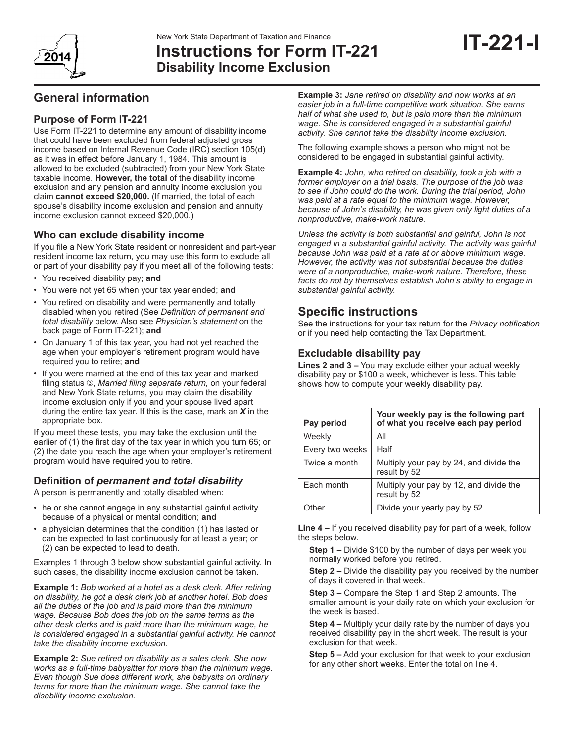New York State Department of Taxation and Finance

# Instructions for Form IT-221 Disability Income Exclusion

**IT-221-I**

2014

## General information

### Purpose of Form IT-221

Use Form IT-221 to determine any amount of disability income that could have been excluded from federal adjusted gross income based on Internal Revenue Code (IRC) section 105(d) as it was in effect before January 1, 1984. This amount is allowed to be excluded (subtracted) from your New York State taxable income. **However, the total** of the disability income exclusion and any pension and annuity income exclusion you claim **cannot exceed $20,000.** (If married, the total of each spouse's disability income exclusion and pension and annuity income exclusion cannot exceed $20,000.)

### Who can exclude disability income

If you file a New York State resident or nonresident and part-year resident income tax return, you may use this form to exclude all or part of your disability pay if you meet **all** of the following tests:

- You received disability pay; **and**
- You were not yet 65 when your tax year ended; **and**
- You retired on disability and were permanently and totally disabled when you retired (See *Definition of permanent and total disability* below. Also see *Physician's statement* on the back page of Form IT-221); **and**
- On January 1 of this tax year, you had not yet reached the age when your employer's retirement program would have required you to retire; **and**
- If you were married at the end of this tax year and marked filing status ③, *Married filing separate return,* on your federal and New York State returns, you may claim the disability income exclusion only if you and your spouse lived apart during the entire tax year. If this is the case, mark an ***X*** in the appropriate box.

If you meet these tests, you may take the exclusion until the earlier of (1) the first day of the tax year in which you turn 65; or (2) the date you reach the age when your employer's retirement program would have required you to retire.

### Definition of *permanent and total disability*

A person is permanently and totally disabled when:

- he or she cannot engage in any substantial gainful activity because of a physical or mental condition; **and**
- a physician determines that the condition (1) has lasted or can be expected to last continuously for at least a year; or (2) can be expected to lead to death.

Examples 1 through 3 below show substantial gainful activity. In such cases, the disability income exclusion cannot be taken.

**Example 1:** *Bob worked at a hotel as a desk clerk. After retiring on disability, he got a desk clerk job at another hotel. Bob does all the duties of the job and is paid more than the minimum wage. Because Bob does the job on the same terms as the other desk clerks and is paid more than the minimum wage, he is considered engaged in a substantial gainful activity. He cannot take the disability income exclusion.*

**Example 2:** *Sue retired on disability as a sales clerk. She now works as a full-time babysitter for more than the minimum wage. Even though Sue does different work, she babysits on ordinary terms for more than the minimum wage. She cannot take the disability income exclusion.*

**Example 3:** *Jane retired on disability and now works at an easier job in a full-time competitive work situation. She earns half of what she used to, but is paid more than the minimum wage. She is considered engaged in a substantial gainful activity. She cannot take the disability income exclusion.*

The following example shows a person who might not be considered to be engaged in substantial gainful activity.

**Example 4:** *John, who retired on disability, took a job with a former employer on a trial basis. The purpose of the job was to see if John could do the work. During the trial period, John was paid at a rate equal to the minimum wage. However, because of John's disability, he was given only light duties of a nonproductive, make-work nature.*

*Unless the activity is both substantial and gainful, John is not engaged in a substantial gainful activity. The activity was gainful because John was paid at a rate at or above minimum wage. However, the activity was not substantial because the duties were of a nonproductive, make-work nature. Therefore, these facts do not by themselves establish John's ability to engage in substantial gainful activity.*

## Specific instructions

See the instructions for your tax return for the *Privacy notification* or if you need help contacting the Tax Department.

### Excludable disability pay

**Lines 2 and 3 –** You may exclude either your actual weekly disability pay or $100 a week, whichever is less. This table shows how to compute your weekly disability pay.

| Pay period | Your weekly pay is the following part of what you receive each pay period |
|---|---|
| Weekly | All |
| Every two weeks | Half |
| Twice a month | Multiply your pay by 24, and divide the result by 52 |
| Each month | Multiply your pay by 12, and divide the result by 52 |
| Other | Divide your yearly pay by 52 |

**Line 4 –** If you received disability pay for part of a week, follow the steps below.

**Step 1 –** Divide $100 by the number of days per week you normally worked before you retired.

**Step 2 –** Divide the disability pay you received by the number of days it covered in that week.

**Step 3 –** Compare the Step 1 and Step 2 amounts. The smaller amount is your daily rate on which your exclusion for the week is based.

**Step 4 –** Multiply your daily rate by the number of days you received disability pay in the short week. The result is your exclusion for that week.

**Step 5 –** Add your exclusion for that week to your exclusion for any other short weeks. Enter the total on line 4.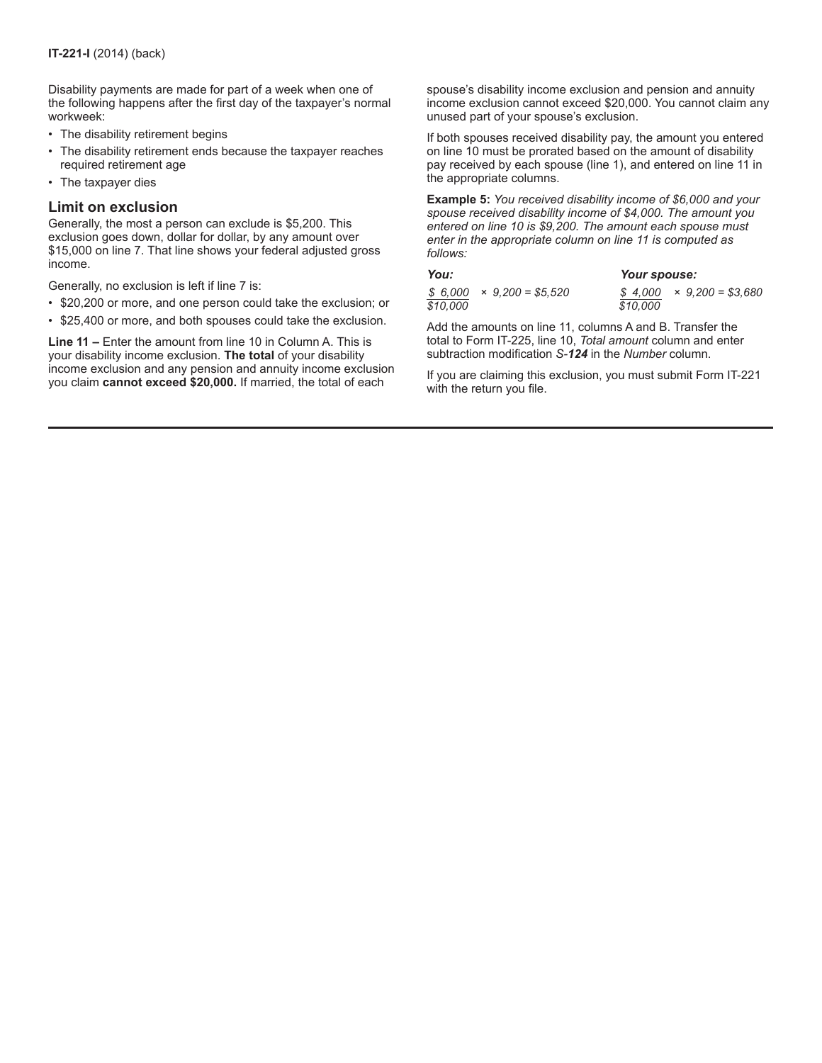Disability payments are made for part of a week when one of the following happens after the first day of the taxpayer's normal workweek:

- The disability retirement begins
- The disability retirement ends because the taxpayer reaches required retirement age
- The taxpayer dies

## Limit on exclusion

Generally, the most a person can exclude is $5,200. This exclusion goes down, dollar for dollar, by any amount over $15,000 on line 7. That line shows your federal adjusted gross income.

Generally, no exclusion is left if line 7 is:

- $20,200 or more, and one person could take the exclusion; or
- $25,400 or more, and both spouses could take the exclusion.

**Line 11 –** Enter the amount from line 10 in Column A. This is your disability income exclusion. **The total** of your disability income exclusion and any pension and annuity income exclusion you claim **cannot exceed $20,000.** If married, the total of each spouse's disability income exclusion and pension and annuity income exclusion cannot exceed $20,000. You cannot claim any unused part of your spouse's exclusion.

If both spouses received disability pay, the amount you entered on line 10 must be prorated based on the amount of disability pay received by each spouse (line 1), and entered on line 11 in the appropriate columns.

**Example 5:** *You received disability income of $6,000 and your spouse received disability income of $4,000. The amount you entered on line 10 is $9,200. The amount each spouse must enter in the appropriate column on line 11 is computed as follows:*

***You:***

$\frac{\$\ 6{,}000}{\$10{,}000} \times 9{,}200 = \$5{,}520$

***Your spouse:***

$\frac{\$\ 4{,}000}{\$10{,}000} \times 9{,}200 = \$3{,}680$

Add the amounts on line 11, columns A and B. Transfer the total to Form IT-225, line 10, *Total amount* column and enter subtraction modification *S-**124*** in the *Number* column.

If you are claiming this exclusion, you must submit Form IT-221 with the return you file.